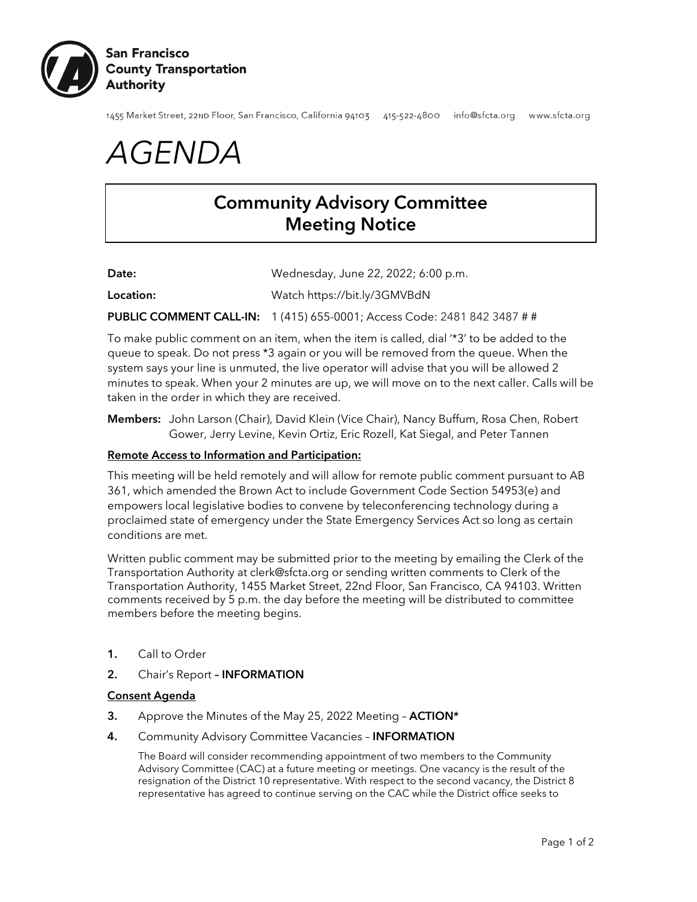**San Francisco County Transportation Authority**

1455 Market Street, 22ND Floor, San Francisco, California 94103 415-522-4800 info@sfcta.org www.sfcta.org

# *AGENDA*

## Community Advisory Committee Meeting Notice

**Date:** Wednesday, June 22, 2022; 6:00 p.m.

**Location:** Watch https://bit.ly/3GMVBdN

**PUBLIC COMMENT CALL-IN:** 1 (415) 655-0001; Access Code: 2481 842 3487 # #

To make public comment on an item, when the item is called, dial '*3' to be added to the queue to speak. Do not press *3 again or you will be removed from the queue. When the system says your line is unmuted, the live operator will advise that you will be allowed 2 minutes to speak. When your 2 minutes are up, we will move on to the next caller. Calls will be taken in the order in which they are received.

**Members:** John Larson (Chair), David Klein (Vice Chair), Nancy Buffum, Rosa Chen, Robert Gower, Jerry Levine, Kevin Ortiz, Eric Rozell, Kat Siegal, and Peter Tannen

**Remote Access to Information and Participation:**

This meeting will be held remotely and will allow for remote public comment pursuant to AB 361, which amended the Brown Act to include Government Code Section 54953(e) and empowers local legislative bodies to convene by teleconferencing technology during a proclaimed state of emergency under the State Emergency Services Act so long as certain conditions are met.

Written public comment may be submitted prior to the meeting by emailing the Clerk of the Transportation Authority at clerk@sfcta.org or sending written comments to Clerk of the Transportation Authority, 1455 Market Street, 22nd Floor, San Francisco, CA 94103. Written comments received by 5 p.m. the day before the meeting will be distributed to committee members before the meeting begins.

1. Call to Order
2. Chair's Report – **INFORMATION**

**Consent Agenda**

3. Approve the Minutes of the May 25, 2022 Meeting – **ACTION***
4. Community Advisory Committee Vacancies – **INFORMATION**

   The Board will consider recommending appointment of two members to the Community Advisory Committee (CAC) at a future meeting or meetings. One vacancy is the result of the resignation of the District 10 representative. With respect to the second vacancy, the District 8 representative has agreed to continue serving on the CAC while the District office seeks to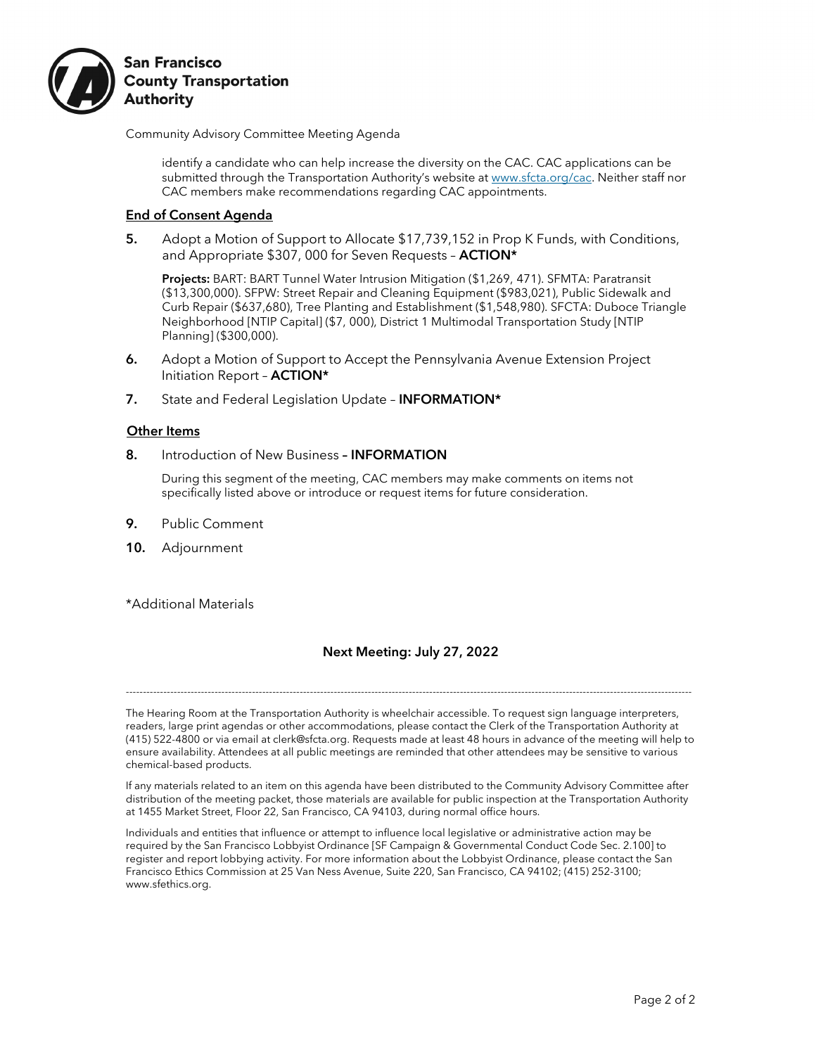identify a candidate who can help increase the diversity on the CAC. CAC applications can be submitted through the Transportation Authority's website at [www.sfcta.org/cac](http://www.sfcta.org/cac). Neither staff nor CAC members make recommendations regarding CAC appointments.

## End of Consent Agenda

**5.** Adopt a Motion of Support to Allocate $17,739,152 in Prop K Funds, with Conditions, and Appropriate $307, 000 for Seven Requests – **ACTION***

**Projects:** BART: BART Tunnel Water Intrusion Mitigation ($1,269, 471). SFMTA: Paratransit ($13,300,000). SFPW: Street Repair and Cleaning Equipment ($983,021), Public Sidewalk and Curb Repair ($637,680), Tree Planting and Establishment ($1,548,980). SFCTA: Duboce Triangle Neighborhood [NTIP Capital] ($7, 000), District 1 Multimodal Transportation Study [NTIP Planning] ($300,000).

**6.** Adopt a Motion of Support to Accept the Pennsylvania Avenue Extension Project Initiation Report – **ACTION***

**7.** State and Federal Legislation Update – **INFORMATION***

## Other Items

**8.** Introduction of New Business – **INFORMATION**

During this segment of the meeting, CAC members may make comments on items not specifically listed above or introduce or request items for future consideration.

**9.** Public Comment

**10.** Adjournment

*Additional Materials

**Next Meeting: July 27, 2022**

---

The Hearing Room at the Transportation Authority is wheelchair accessible. To request sign language interpreters, readers, large print agendas or other accommodations, please contact the Clerk of the Transportation Authority at (415) 522-4800 or via email at clerk@sfcta.org. Requests made at least 48 hours in advance of the meeting will help to ensure availability. Attendees at all public meetings are reminded that other attendees may be sensitive to various chemical-based products.

If any materials related to an item on this agenda have been distributed to the Community Advisory Committee after distribution of the meeting packet, those materials are available for public inspection at the Transportation Authority at 1455 Market Street, Floor 22, San Francisco, CA 94103, during normal office hours.

Individuals and entities that influence or attempt to influence local legislative or administrative action may be required by the San Francisco Lobbyist Ordinance [SF Campaign & Governmental Conduct Code Sec. 2.100] to register and report lobbying activity. For more information about the Lobbyist Ordinance, please contact the San Francisco Ethics Commission at 25 Van Ness Avenue, Suite 220, San Francisco, CA 94102; (415) 252-3100; www.sfethics.org.